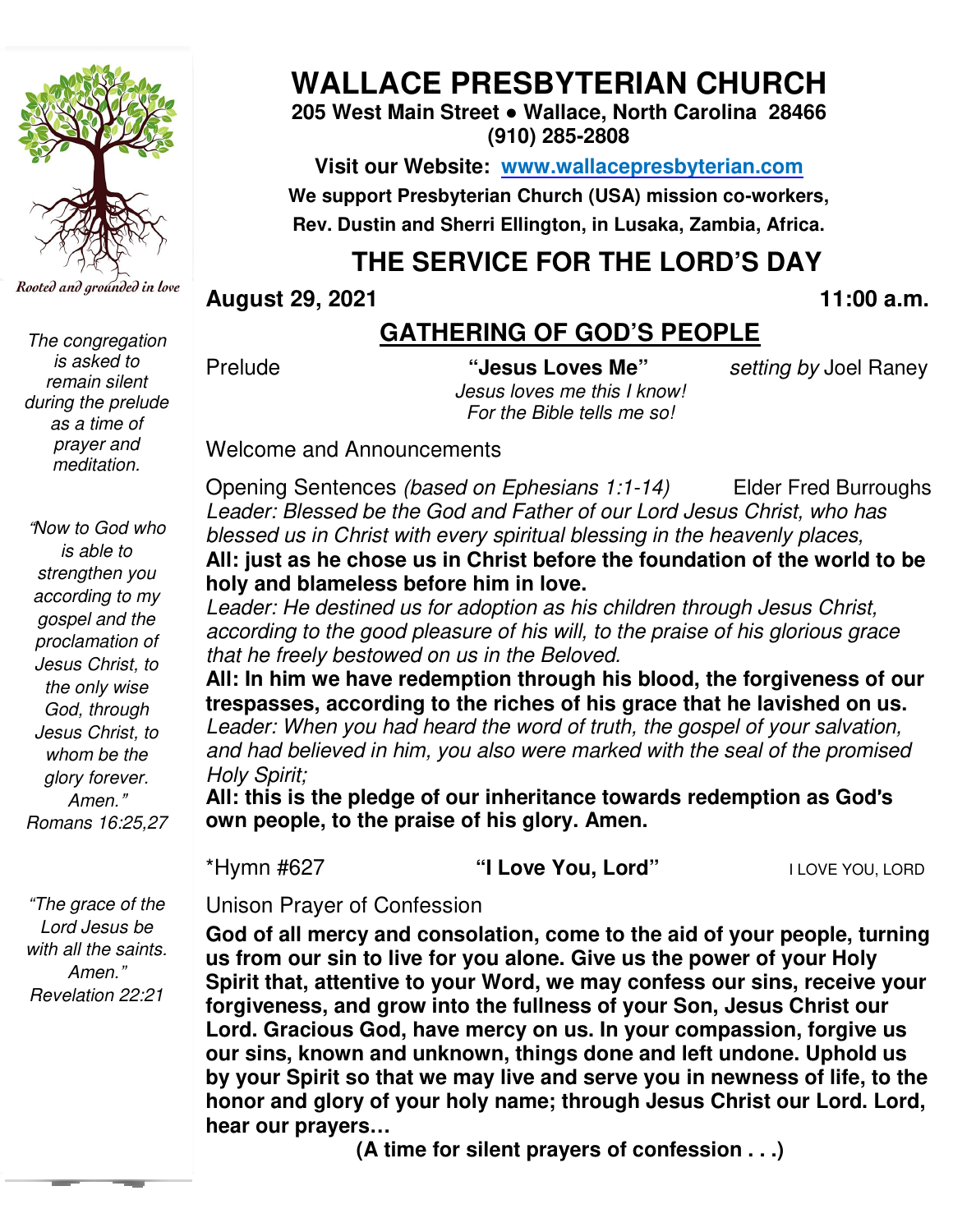# WALLACE PRESBYTERIAN CHURCH

**205 West Main Street • Wallace, North Carolina 28466**
**(910) 285-2808**

**Visit our Website: www.wallacepresbyterian.com**

**We support Presbyterian Church (USA) mission co-workers,**
**Rev. Dustin and Sherri Ellington, in Lusaka, Zambia, Africa.**

*Rooted and grounded in love*

*The congregation is asked to remain silent during the prelude as a time of prayer and meditation.*

*"Now to God who is able to strengthen you according to my gospel and the proclamation of Jesus Christ, to the only wise God, through Jesus Christ, to whom be the glory forever. Amen."*
*Romans 16:25,27*

*"The grace of the Lord Jesus be with all the saints. Amen."*
*Revelation 22:21*

## THE SERVICE FOR THE LORD'S DAY

**August 29, 2021** **11:00 a.m.**

## GATHERING OF GOD'S PEOPLE

Prelude **"Jesus Loves Me"** *setting by* Joel Raney
*Jesus loves me this I know!*
*For the Bible tells me so!*

Welcome and Announcements

Opening Sentences *(based on Ephesians 1:1-14)* Elder Fred Burroughs

*Leader: Blessed be the God and Father of our Lord Jesus Christ, who has blessed us in Christ with every spiritual blessing in the heavenly places,*
**All: just as he chose us in Christ before the foundation of the world to be holy and blameless before him in love.**
*Leader: He destined us for adoption as his children through Jesus Christ, according to the good pleasure of his will, to the praise of his glorious grace that he freely bestowed on us in the Beloved.*
**All: In him we have redemption through his blood, the forgiveness of our trespasses, according to the riches of his grace that he lavished on us.**
*Leader: When you had heard the word of truth, the gospel of your salvation, and had believed in him, you also were marked with the seal of the promised Holy Spirit;*
**All: this is the pledge of our inheritance towards redemption as God's own people, to the praise of his glory. Amen.**

*Hymn #627 **"I Love You, Lord"** I LOVE YOU, LORD

Unison Prayer of Confession

**God of all mercy and consolation, come to the aid of your people, turning us from our sin to live for you alone. Give us the power of your Holy Spirit that, attentive to your Word, we may confess our sins, receive your forgiveness, and grow into the fullness of your Son, Jesus Christ our Lord. Gracious God, have mercy on us. In your compassion, forgive us our sins, known and unknown, things done and left undone. Uphold us by your Spirit so that we may live and serve you in newness of life, to the honor and glory of your holy name; through Jesus Christ our Lord. Lord, hear our prayers…**

**(A time for silent prayers of confession . . .)**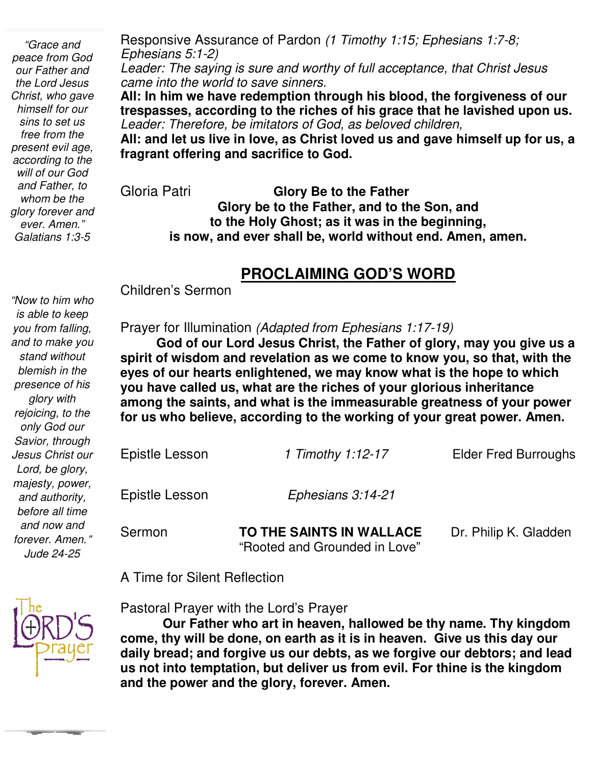*"Grace and peace from God our Father and the Lord Jesus Christ, who gave himself for our sins to set us free from the present evil age, according to the will of our God and Father, to whom be the glory forever and ever. Amen." Galatians 1:3-5*

Responsive Assurance of Pardon *(1 Timothy 1:15; Ephesians 1:7-8; Ephesians 5:1-2)*

*Leader: The saying is sure and worthy of full acceptance, that Christ Jesus came into the world to save sinners.*

**All: In him we have redemption through his blood, the forgiveness of our trespasses, according to the riches of his grace that he lavished upon us.**

*Leader: Therefore, be imitators of God, as beloved children,*

**All: and let us live in love, as Christ loved us and gave himself up for us, a fragrant offering and sacrifice to God.**

Gloria Patri **Glory Be to the Father**

**Glory be to the Father, and to the Son, and to the Holy Ghost; as it was in the beginning, is now, and ever shall be, world without end. Amen, amen.**

## PROCLAIMING GOD'S WORD

Children's Sermon

*"Now to him who is able to keep you from falling, and to make you stand without blemish in the presence of his glory with rejoicing, to the only God our Savior, through Jesus Christ our Lord, be glory, majesty, power, and authority, before all time and now and forever. Amen." Jude 24-25*

Prayer for Illumination *(Adapted from Ephesians 1:17-19)*

**God of our Lord Jesus Christ, the Father of glory, may you give us a spirit of wisdom and revelation as we come to know you, so that, with the eyes of our hearts enlightened, we may know what is the hope to which you have called us, what are the riches of your glorious inheritance among the saints, and what is the immeasurable greatness of your power for us who believe, according to the working of your great power. Amen.**

Epistle Lesson *1 Timothy 1:12-17* Elder Fred Burroughs

Epistle Lesson *Ephesians 3:14-21*

Sermon **TO THE SAINTS IN WALLACE** Dr. Philip K. Gladden
"Rooted and Grounded in Love"

A Time for Silent Reflection

Pastoral Prayer with the Lord's Prayer

**Our Father who art in heaven, hallowed be thy name. Thy kingdom come, thy will be done, on earth as it is in heaven. Give us this day our daily bread; and forgive us our debts, as we forgive our debtors; and lead us not into temptation, but deliver us from evil. For thine is the kingdom and the power and the glory, forever. Amen.**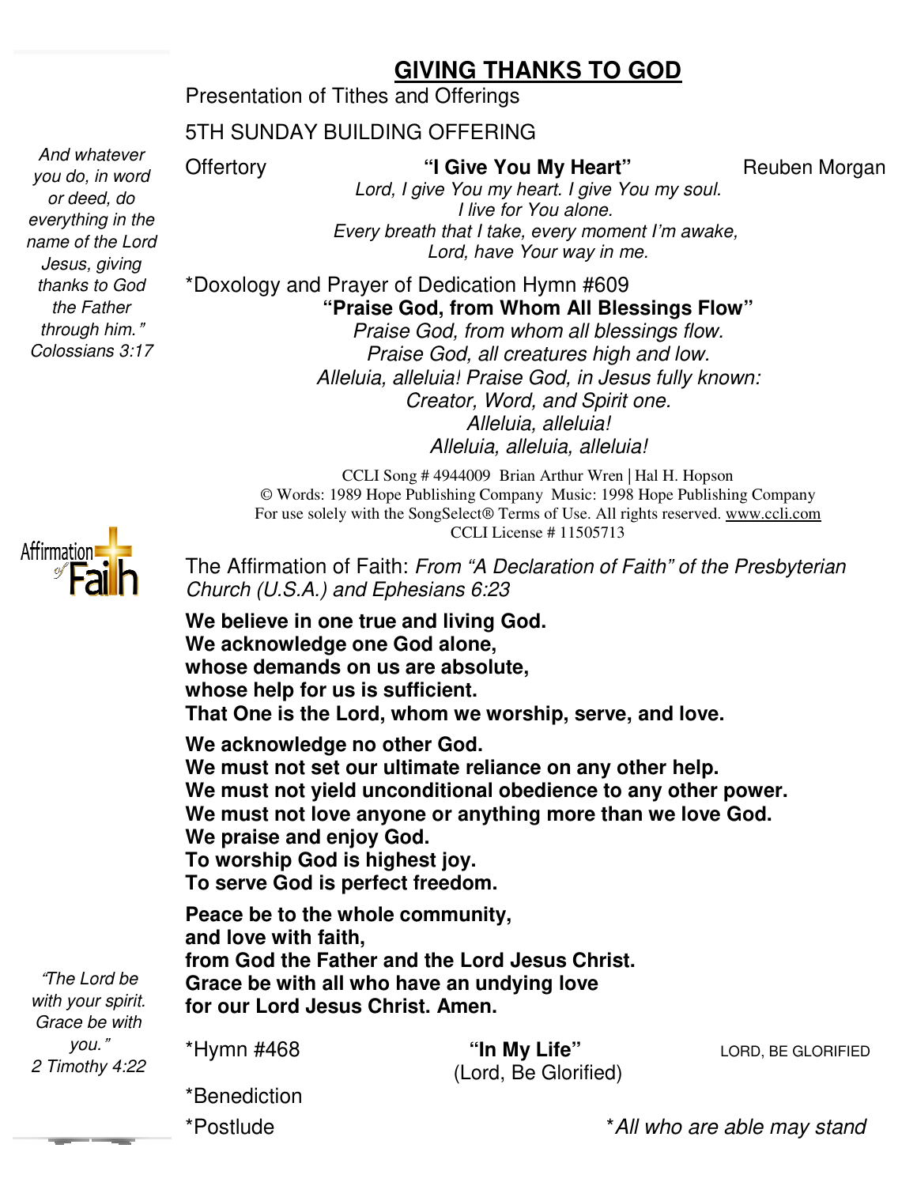# GIVING THANKS TO GOD

*And whatever you do, in word or deed, do everything in the name of the Lord Jesus, giving thanks to God the Father through him." Colossians 3:17*

Presentation of Tithes and Offerings

5TH SUNDAY BUILDING OFFERING

Offertory **"I Give You My Heart"** Reuben Morgan

*Lord, I give You my heart. I give You my soul.*
*I live for You alone.*
*Every breath that I take, every moment I'm awake,*
*Lord, have Your way in me.*

*Doxology and Prayer of Dedication Hymn #609

**"Praise God, from Whom All Blessings Flow"**

*Praise God, from whom all blessings flow.*
*Praise God, all creatures high and low.*
*Alleluia, alleluia! Praise God, in Jesus fully known:*
*Creator, Word, and Spirit one.*
*Alleluia, alleluia!*
*Alleluia, alleluia, alleluia!*

CCLI Song # 4944009 Brian Arthur Wren | Hal H. Hopson
© Words: 1989 Hope Publishing Company Music: 1998 Hope Publishing Company
For use solely with the SongSelect® Terms of Use. All rights reserved. www.ccli.com
CCLI License # 11505713

Affirmation of Faith

The Affirmation of Faith: *From "A Declaration of Faith" of the Presbyterian Church (U.S.A.) and Ephesians 6:23*

**We believe in one true and living God.**
**We acknowledge one God alone,**
**whose demands on us are absolute,**
**whose help for us is sufficient.**
**That One is the Lord, whom we worship, serve, and love.**

**We acknowledge no other God.**
**We must not set our ultimate reliance on any other help.**
**We must not yield unconditional obedience to any other power.**
**We must not love anyone or anything more than we love God.**
**We praise and enjoy God.**
**To worship God is highest joy.**
**To serve God is perfect freedom.**

**Peace be to the whole community,**
**and love with faith,**
**from God the Father and the Lord Jesus Christ.**
**Grace be with all who have an undying love**
**for our Lord Jesus Christ. Amen.**

*"The Lord be with your spirit. Grace be with you." 2 Timothy 4:22*

*Hymn #468 **"In My Life"** (Lord, Be Glorified) LORD, BE GLORIFIED

*Benediction

*Postlude

*\*All who are able may stand*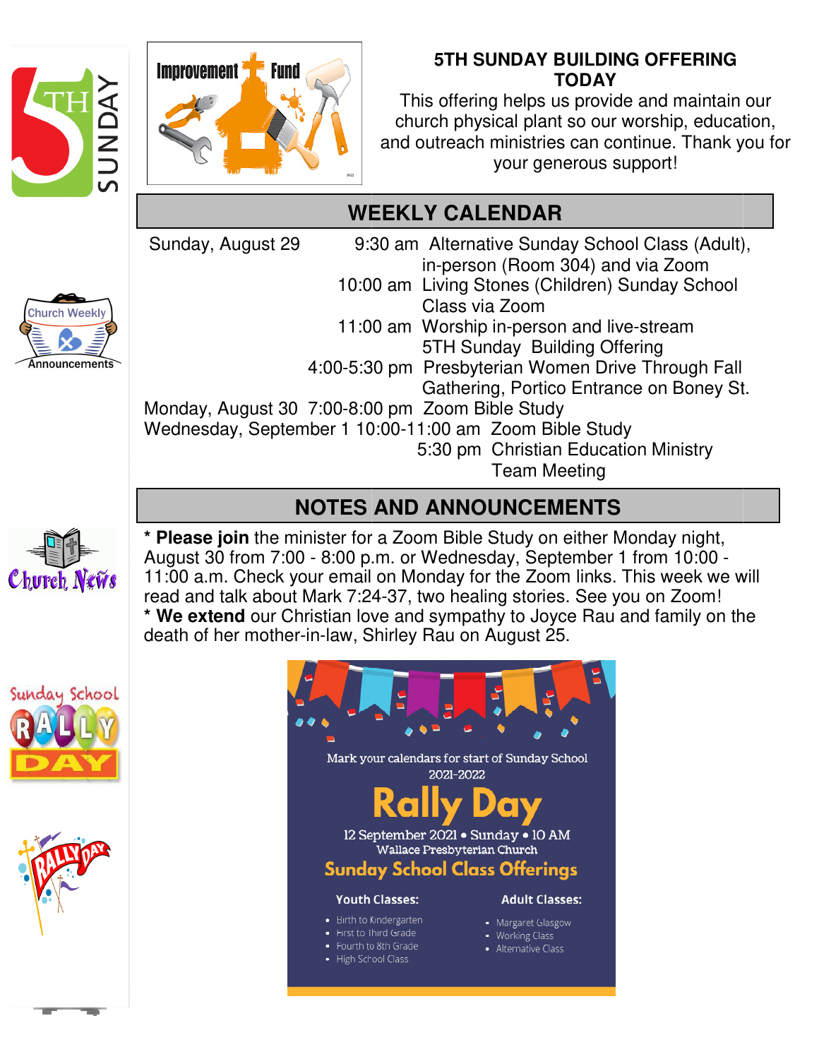## 5TH SUNDAY BUILDING OFFERING TODAY

This offering helps us provide and maintain our church physical plant so our worship, education, and outreach ministries can continue. Thank you for your generous support!

## WEEKLY CALENDAR

| | | |
|---|---|---|
| Sunday, August 29 | 9:30 am | Alternative Sunday School Class (Adult), in-person (Room 304) and via Zoom |
| | 10:00 am | Living Stones (Children) Sunday School Class via Zoom |
| | 11:00 am | Worship in-person and live-stream 5TH Sunday Building Offering |
| | 4:00-5:30 pm | Presbyterian Women Drive Through Fall Gathering, Portico Entrance on Boney St. |
| Monday, August 30 | 7:00-8:00 pm | Zoom Bible Study |
| Wednesday, September 1 | 10:00-11:00 am | Zoom Bible Study |
| | 5:30 pm | Christian Education Ministry Team Meeting |

## NOTES AND ANNOUNCEMENTS

* **Please join** the minister for a Zoom Bible Study on either Monday night, August 30 from 7:00 - 8:00 p.m. or Wednesday, September 1 from 10:00 - 11:00 a.m. Check your email on Monday for the Zoom links. This week we will read and talk about Mark 7:24-37, two healing stories. See you on Zoom!
* **We extend** our Christian love and sympathy to Joyce Rau and family on the death of her mother-in-law, Shirley Rau on August 25.

Mark your calendars for start of Sunday School 2021-2022

# Rally Day

12 September 2021 • Sunday • 10 AM
Wallace Presbyterian Church

### Sunday School Class Offerings

**Youth Classes:**

- Birth to Kindergarten
- First to Third Grade
- Fourth to 8th Grade
- High School Class

**Adult Classes:**

- Margaret Glasgow
- Working Class
- Alternative Class